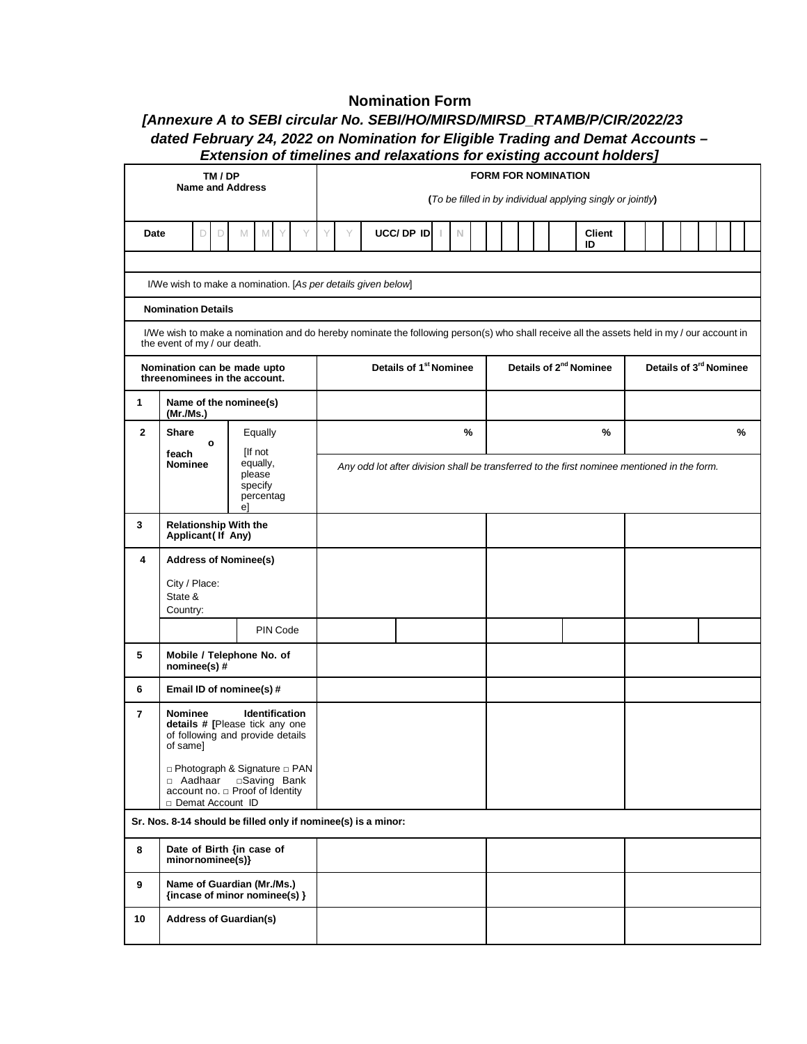# Nomination Form

## *[Annexure A to SEBI circular No. SEBI/HO/MIRSD/MIRSD_RTAMB/P/CIR/2022/23 dated February 24, 2022 on Nomination for Eligible Trading and Demat Accounts – Extension of timelines and relaxations for existing account holders]*

| TM / DP Name and Address | | | FORM FOR NOMINATION (*To be filled in by individual applying singly or jointly*) | | |
|---|---|---|---|---|---|
| Date | D D M M Y Y Y Y | | UCC/ DP ID I N | | Client ID |
| | | | | | |
| I/We wish to make a nomination. [*As per details given below*] | | | | | |
| **Nomination Details** | | | | | |
| I/We wish to make a nomination and do hereby nominate the following person(s) who shall receive all the assets held in my / our account in the event of my / our death. | | | | | |
| **Nomination can be made upto threenominees in the account.** | | | **Details of 1st Nominee** | **Details of 2nd Nominee** | **Details of 3rd Nominee** |
| **1** | **Name of the nominee(s) (Mr./Ms.)** | | | | |
| **2** | **Share of each Nominee** | Equally [If not equally, please specify percentage] | % | % | % |
| | | | *Any odd lot after division shall be transferred to the first nominee mentioned in the form.* | | |
| **3** | **Relationship With the Applicant( If Any)** | | | | |
| **4** | **Address of Nominee(s)** City / Place: State & Country: | | | | |
| | | PIN Code | | | |
| **5** | **Mobile / Telephone No. of nominee(s) #** | | | | |
| **6** | **Email ID of nominee(s) #** | | | | |
| **7** | **Nominee Identification details # [**Please tick any one of following and provide details of same] □ Photograph & Signature □ PAN □ Aadhaar □Saving Bank account no. □ Proof of Identity □ Demat Account ID | | | | |
| **Sr. Nos. 8-14 should be filled only if nominee(s) is a minor:** | | | | | |
| **8** | **Date of Birth {in case of minornominee(s)}** | | | | |
| **9** | **Name of Guardian (Mr./Ms.) {incase of minor nominee(s) }** | | | | |
| **10** | **Address of Guardian(s)** | | | | |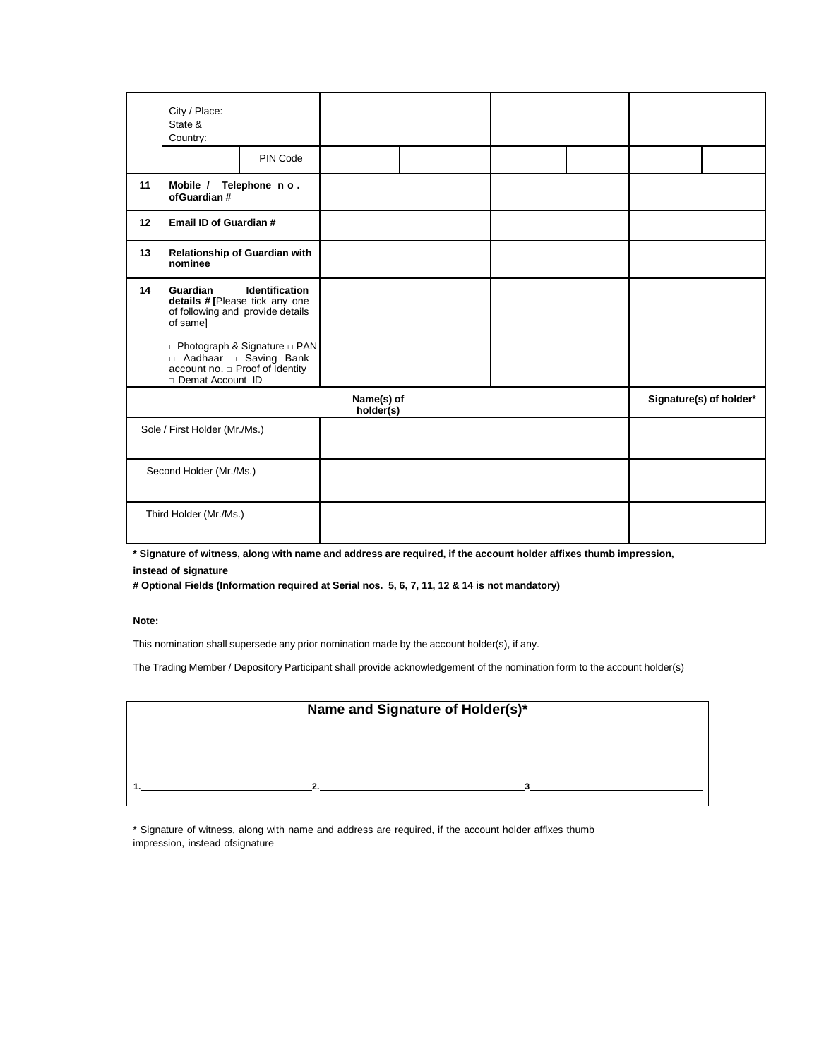| | | | | | | | |
|---|---|---|---|---|---|---|---|
| | City / Place: State & Country: | | | | | | |
| | | PIN Code | | | | | |
| 11 | **Mobile / Telephone no. ofGuardian #** | | | | | | |
| 12 | **Email ID of Guardian #** | | | | | | |
| 13 | **Relationship of Guardian with nominee** | | | | | | |
| 14 | **Guardian Identification details # [**Please tick any one of following and provide details of same]<br><br>□ Photograph & Signature □ PAN □ Aadhaar □ Saving Bank account no. □ Proof of Identity □ Demat Account ID | | | | | | |

| | **Name(s) of holder(s)** | **Signature(s) of holder*** |
|---|---|---|
| Sole / First Holder (Mr./Ms.) | | |
| Second Holder (Mr./Ms.) | | |
| Third Holder (Mr./Ms.) | | |

**\* Signature of witness, along with name and address are required, if the account holder affixes thumb impression, instead of signature**

**# Optional Fields (Information required at Serial nos. 5, 6, 7, 11, 12 & 14 is not mandatory)**

**Note:**

This nomination shall supersede any prior nomination made by the account holder(s), if any.

The Trading Member / Depository Participant shall provide acknowledgement of the nomination form to the account holder(s)

**Name and Signature of Holder(s)***

1.\_\_\_\_\_\_\_\_\_\_\_\_\_\_\_\_\_\_\_\_ 2.\_\_\_\_\_\_\_\_\_\_\_\_\_\_\_\_\_\_\_\_ 3\_\_\_\_\_\_\_\_\_\_\_\_\_\_\_\_\_\_\_\_

\* Signature of witness, along with name and address are required, if the account holder affixes thumb impression, instead ofsignature